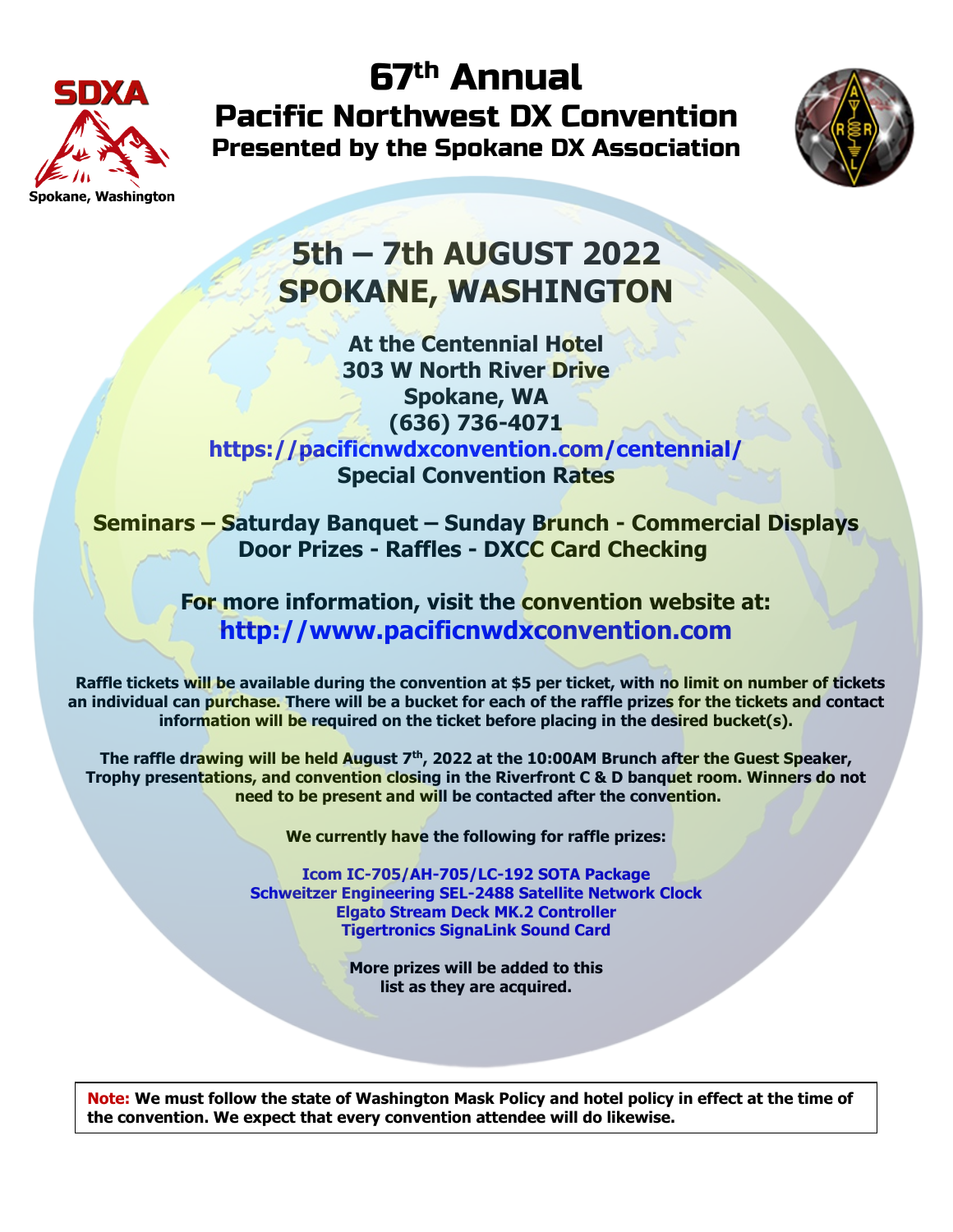SDXA

Spokane, Washington

# 67th Annual

## Pacific Northwest DX Convention

### Presented by the Spokane DX Association

## 5th – 7th AUGUST 2022
## SPOKANE, WASHINGTON

**At the Centennial Hotel**
**303 W North River Drive**
**Spokane, WA**
**(636) 736-4071**
**https://pacificnwdxconvention.com/centennial/**
**Special Convention Rates**

**Seminars – Saturday Banquet – Sunday Brunch - Commercial Displays**
**Door Prizes - Raffles - DXCC Card Checking**

**For more information, visit the convention website at:**
**http://www.pacificnwdxconvention.com**

**Raffle tickets will be available during the convention at $5 per ticket, with no limit on number of tickets an individual can purchase. There will be a bucket for each of the raffle prizes for the tickets and contact information will be required on the ticket before placing in the desired bucket(s).**

**The raffle drawing will be held August 7th, 2022 at the 10:00AM Brunch after the Guest Speaker, Trophy presentations, and convention closing in the Riverfront C & D banquet room. Winners do not need to be present and will be contacted after the convention.**

**We currently have the following for raffle prizes:**

**Icom IC-705/AH-705/LC-192 SOTA Package**
**Schweitzer Engineering SEL-2488 Satellite Network Clock**
**Elgato Stream Deck MK.2 Controller**
**Tigertronics SignaLink Sound Card**

**More prizes will be added to this list as they are acquired.**

**Note: We must follow the state of Washington Mask Policy and hotel policy in effect at the time of the convention. We expect that every convention attendee will do likewise.**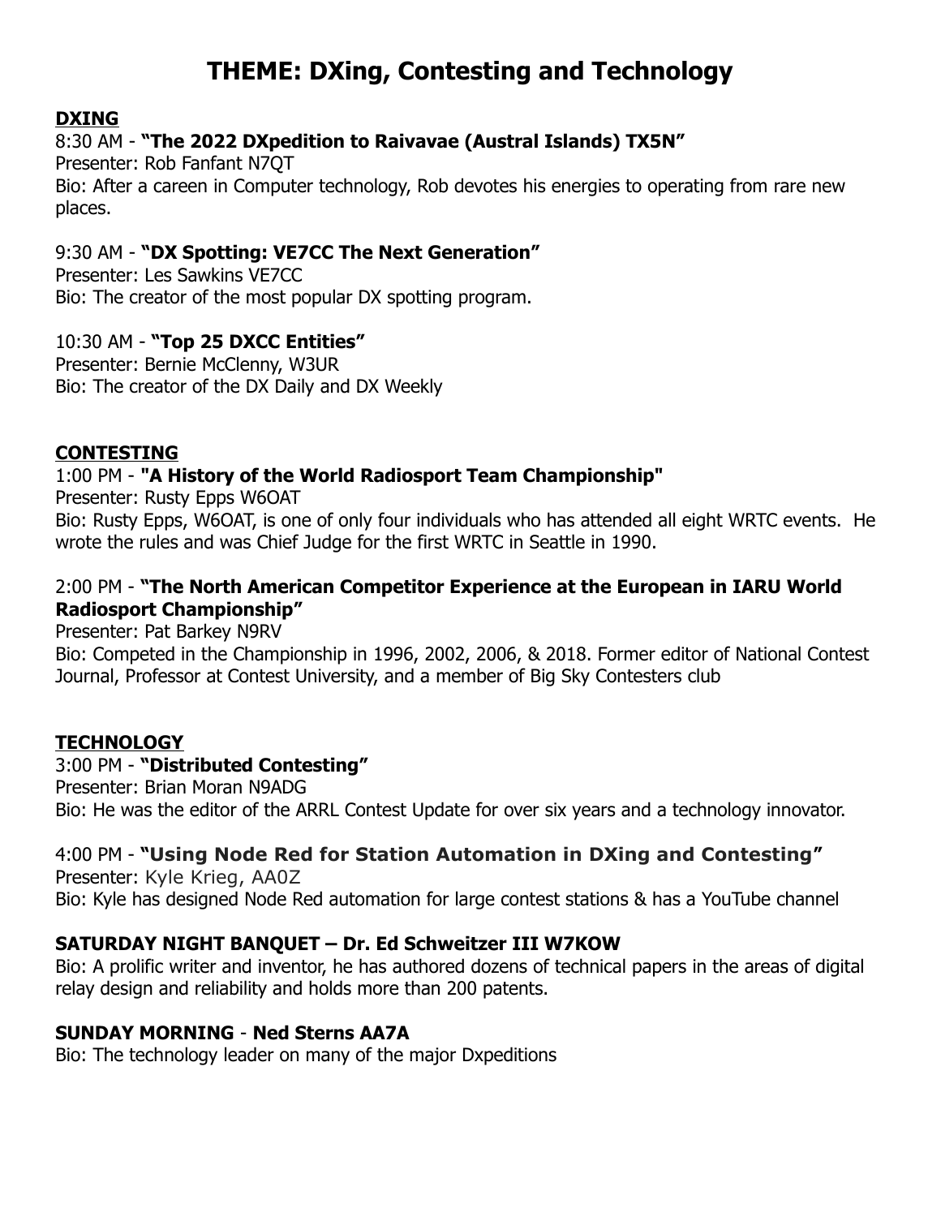# THEME: DXing, Contesting and Technology

## DXING

8:30 AM - **"The 2022 DXpedition to Raivavae (Austral Islands) TX5N"**
Presenter: Rob Fanfant N7QT
Bio: After a careen in Computer technology, Rob devotes his energies to operating from rare new places.

9:30 AM - **"DX Spotting: VE7CC The Next Generation"**
Presenter: Les Sawkins VE7CC
Bio: The creator of the most popular DX spotting program.

10:30 AM - **"Top 25 DXCC Entities"**
Presenter: Bernie McClenny, W3UR
Bio: The creator of the DX Daily and DX Weekly

## CONTESTING

1:00 PM - **"A History of the World Radiosport Team Championship"**
Presenter: Rusty Epps W6OAT
Bio: Rusty Epps, W6OAT, is one of only four individuals who has attended all eight WRTC events. He wrote the rules and was Chief Judge for the first WRTC in Seattle in 1990.

2:00 PM - **"The North American Competitor Experience at the European in IARU World Radiosport Championship"**
Presenter: Pat Barkey N9RV
Bio: Competed in the Championship in 1996, 2002, 2006, & 2018. Former editor of National Contest Journal, Professor at Contest University, and a member of Big Sky Contesters club

## TECHNOLOGY

3:00 PM - **"Distributed Contesting"**
Presenter: Brian Moran N9ADG
Bio: He was the editor of the ARRL Contest Update for over six years and a technology innovator.

4:00 PM - **"Using Node Red for Station Automation in DXing and Contesting"**
Presenter: Kyle Krieg, AA0Z
Bio: Kyle has designed Node Red automation for large contest stations & has a YouTube channel

**SATURDAY NIGHT BANQUET – Dr. Ed Schweitzer III W7KOW**
Bio: A prolific writer and inventor, he has authored dozens of technical papers in the areas of digital relay design and reliability and holds more than 200 patents.

**SUNDAY MORNING** - **Ned Sterns AA7A**
Bio: The technology leader on many of the major Dxpeditions